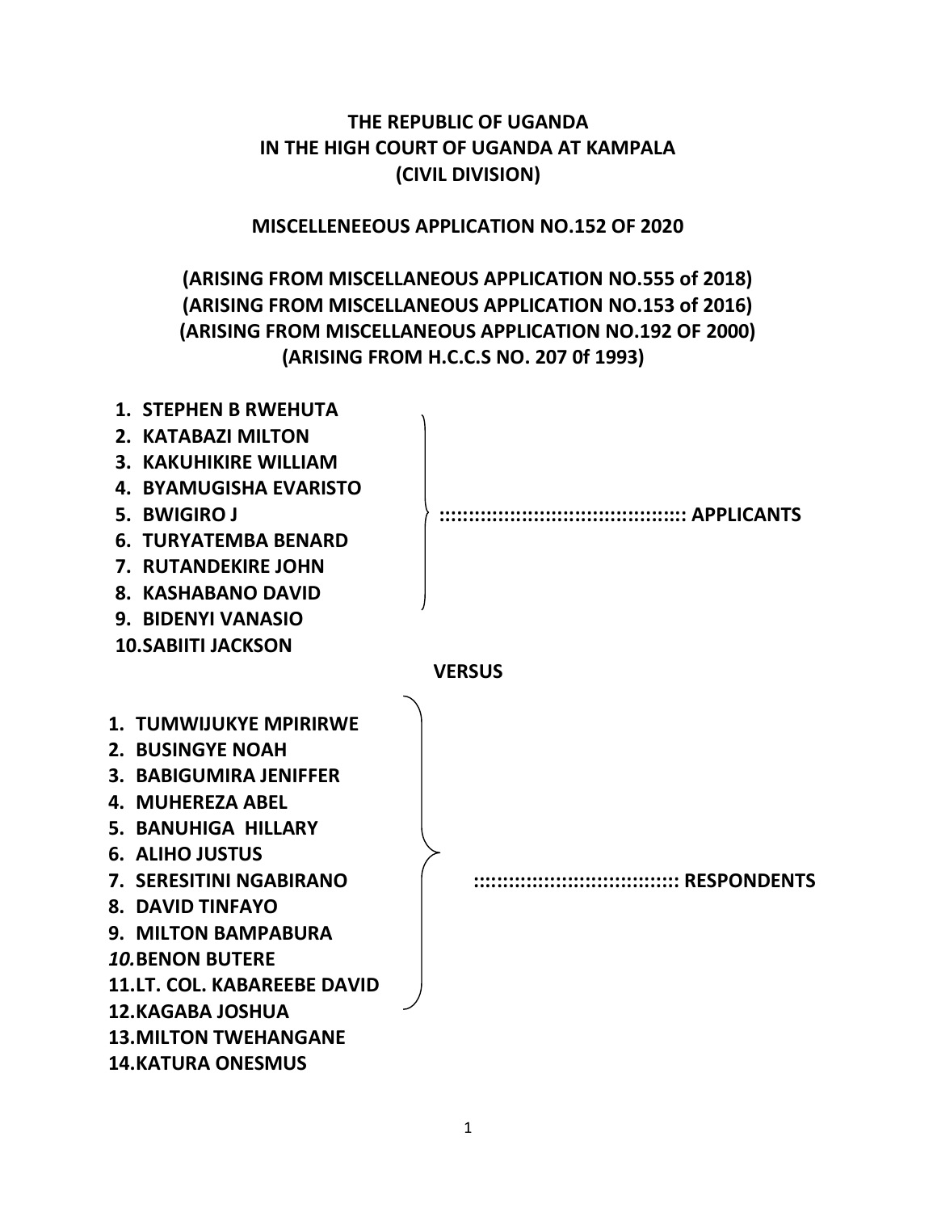**THE REPUBLIC OF UGANDA**
**IN THE HIGH COURT OF UGANDA AT KAMPALA**
**(CIVIL DIVISION)**

**MISCELLENEEOUS APPLICATION NO.152 OF 2020**

**(ARISING FROM MISCELLANEOUS APPLICATION NO.555 of 2018)**
**(ARISING FROM MISCELLANEOUS APPLICATION NO.153 of 2016)**
**(ARISING FROM MISCELLANEOUS APPLICATION NO.192 OF 2000)**
**(ARISING FROM H.C.C.S NO. 207 0f 1993)**

1. **STEPHEN B RWEHUTA**
2. **KATABAZI MILTON**
3. **KAKUHIKIRE WILLIAM**
4. **BYAMUGISHA EVARISTO**
5. **BWIGIRO J**
6. **TURYATEMBA BENARD**
7. **RUTANDEKIRE JOHN**
8. **KASHABANO DAVID**
9. **BIDENYI VANASIO**
10. **SABIITI JACKSON**

**::::::::::::::::::::::::::::::::::::::::: APPLICANTS**

**VERSUS**

1. **TUMWIJUKYE MPIRIRWE**
2. **BUSINGYE NOAH**
3. **BABIGUMIRA JENIFFER**
4. **MUHEREZA ABEL**
5. **BANUHIGA HILLARY**
6. **ALIHO JUSTUS**
7. **SERESITINI NGABIRANO**
8. **DAVID TINFAYO**
9. **MILTON BAMPABURA**
10. **BENON BUTERE**
11. **LT. COL. KABAREEBE DAVID**
12. **KAGABA JOSHUA**
13. **MILTON TWEHANGANE**
14. **KATURA ONESMUS**

**:::::::::::::::::::::::::::::::::: RESPONDENTS**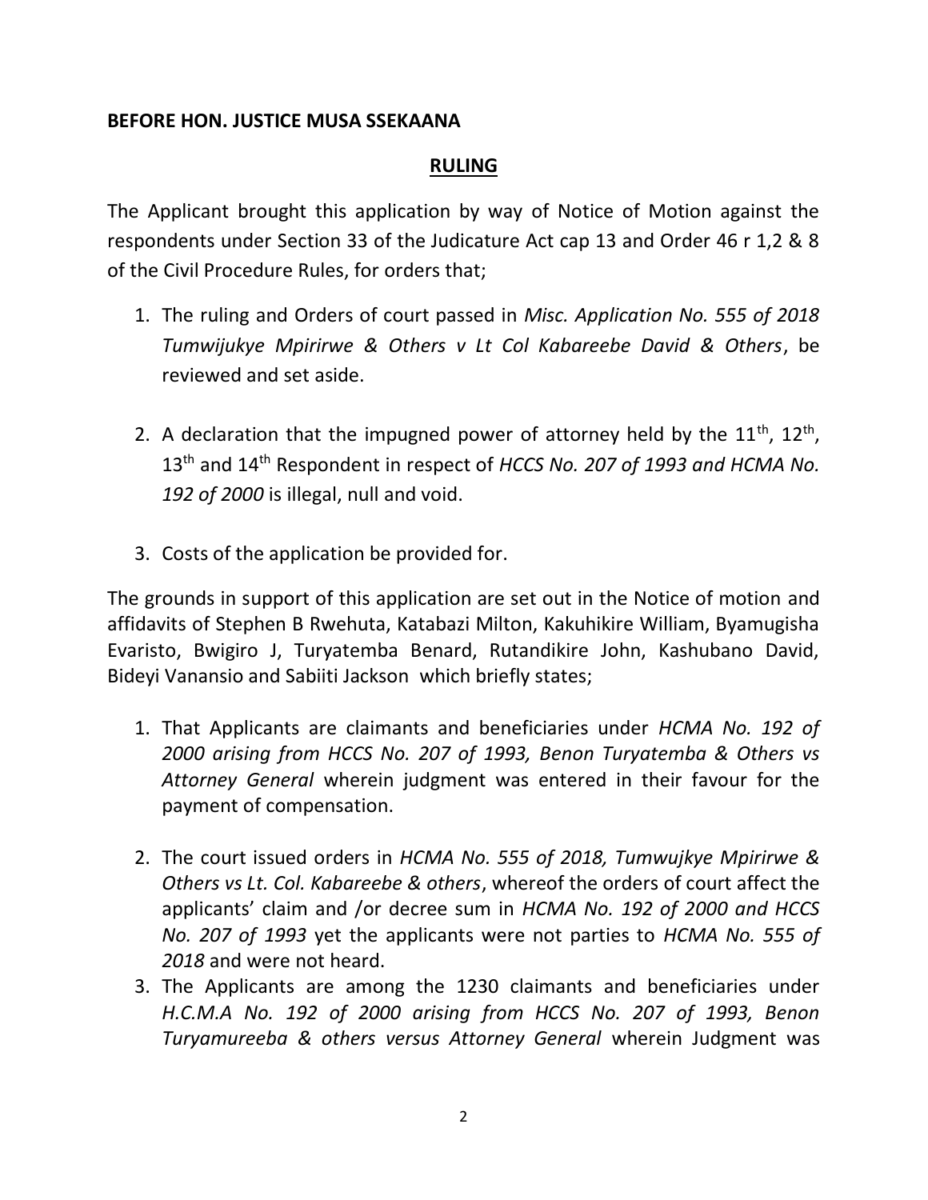**BEFORE HON. JUSTICE MUSA SSEKAANA**

**RULING**

The Applicant brought this application by way of Notice of Motion against the respondents under Section 33 of the Judicature Act cap 13 and Order 46 r 1,2 & 8 of the Civil Procedure Rules, for orders that;

1. The ruling and Orders of court passed in *Misc. Application No. 555 of 2018 Tumwijukye Mpirirwe & Others v Lt Col Kabareebe David & Others*, be reviewed and set aside.

2. A declaration that the impugned power of attorney held by the 11th, 12th, 13th and 14th Respondent in respect of *HCCS No. 207 of 1993 and HCMA No. 192 of 2000* is illegal, null and void.

3. Costs of the application be provided for.

The grounds in support of this application are set out in the Notice of motion and affidavits of Stephen B Rwehuta, Katabazi Milton, Kakuhikire William, Byamugisha Evaristo, Bwigiro J, Turyatemba Benard, Rutandikire John, Kashubano David, Bideyi Vanansio and Sabiiti Jackson which briefly states;

1. That Applicants are claimants and beneficiaries under *HCMA No. 192 of 2000 arising from HCCS No. 207 of 1993, Benon Turyatemba & Others vs Attorney General* wherein judgment was entered in their favour for the payment of compensation.

2. The court issued orders in *HCMA No. 555 of 2018, Tumwujkye Mpirirwe & Others vs Lt. Col. Kabareebe & others*, whereof the orders of court affect the applicants' claim and /or decree sum in *HCMA No. 192 of 2000 and HCCS No. 207 of 1993* yet the applicants were not parties to *HCMA No. 555 of 2018* and were not heard.

3. The Applicants are among the 1230 claimants and beneficiaries under *H.C.M.A No. 192 of 2000 arising from HCCS No. 207 of 1993, Benon Turyamureeba & others versus Attorney General* wherein Judgment was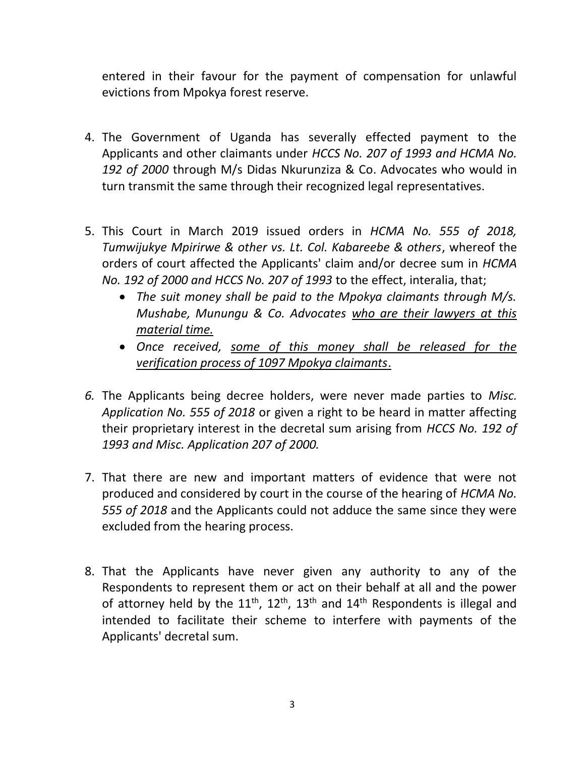entered in their favour for the payment of compensation for unlawful evictions from Mpokya forest reserve.

4. The Government of Uganda has severally effected payment to the Applicants and other claimants under *HCCS No. 207 of 1993 and HCMA No. 192 of 2000* through M/s Didas Nkurunziza & Co. Advocates who would in turn transmit the same through their recognized legal representatives.

5. This Court in March 2019 issued orders in *HCMA No. 555 of 2018, Tumwijukye Mpirirwe & other vs. Lt. Col. Kabareebe & others*, whereof the orders of court affected the Applicants' claim and/or decree sum in *HCMA No. 192 of 2000 and HCCS No. 207 of 1993* to the effect, interalia, that;
   - *The suit money shall be paid to the Mpokya claimants through M/s. Mushabe, Munungu & Co. Advocates <u>who are their lawyers at this material time.</u>*
   - *Once received, <u>some of this money shall be released for the verification process of 1097 Mpokya claimants</u>.*

6. The Applicants being decree holders, were never made parties to *Misc. Application No. 555 of 2018* or given a right to be heard in matter affecting their proprietary interest in the decretal sum arising from *HCCS No. 192 of 1993 and Misc. Application 207 of 2000.*

7. That there are new and important matters of evidence that were not produced and considered by court in the course of the hearing of *HCMA No. 555 of 2018* and the Applicants could not adduce the same since they were excluded from the hearing process.

8. That the Applicants have never given any authority to any of the Respondents to represent them or act on their behalf at all and the power of attorney held by the 11th, 12th, 13th and 14th Respondents is illegal and intended to facilitate their scheme to interfere with payments of the Applicants' decretal sum.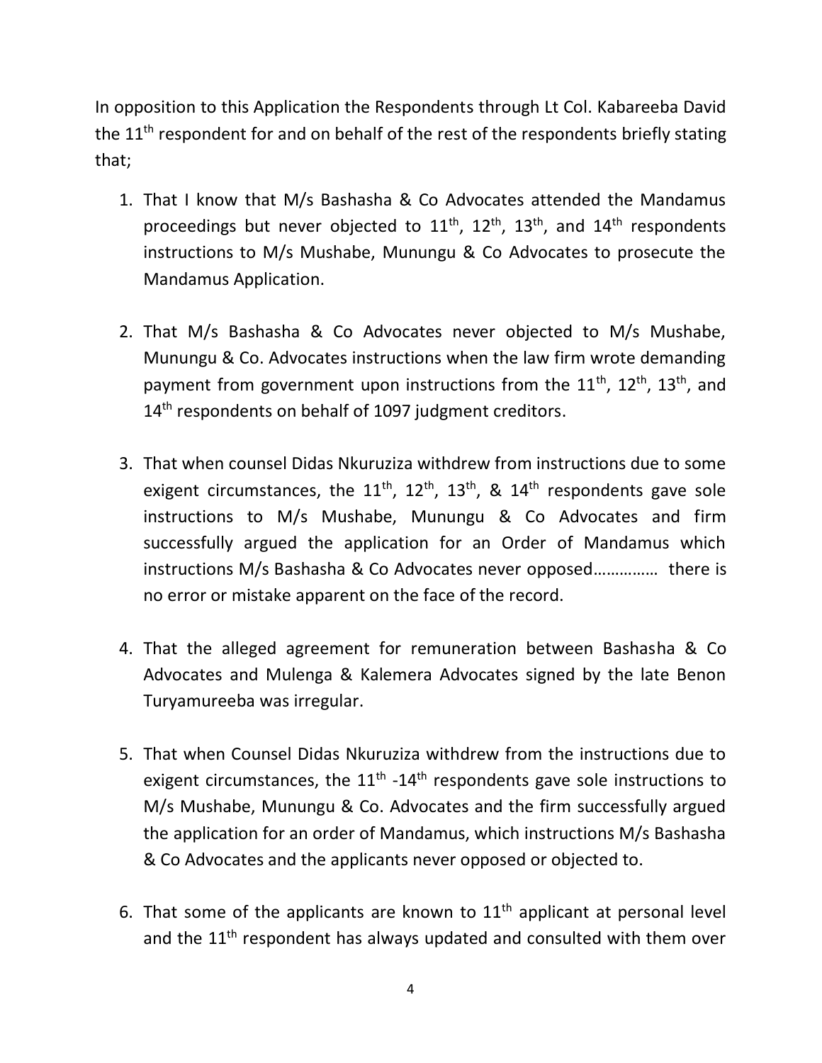In opposition to this Application the Respondents through Lt Col. Kabareeba David the 11th respondent for and on behalf of the rest of the respondents briefly stating that;

1. That I know that M/s Bashasha & Co Advocates attended the Mandamus proceedings but never objected to 11th, 12th, 13th, and 14th respondents instructions to M/s Mushabe, Munungu & Co Advocates to prosecute the Mandamus Application.

2. That M/s Bashasha & Co Advocates never objected to M/s Mushabe, Munungu & Co. Advocates instructions when the law firm wrote demanding payment from government upon instructions from the 11th, 12th, 13th, and 14th respondents on behalf of 1097 judgment creditors.

3. That when counsel Didas Nkuruziza withdrew from instructions due to some exigent circumstances, the 11th, 12th, 13th, & 14th respondents gave sole instructions to M/s Mushabe, Munungu & Co Advocates and firm successfully argued the application for an Order of Mandamus which instructions M/s Bashasha & Co Advocates never opposed…………… there is no error or mistake apparent on the face of the record.

4. That the alleged agreement for remuneration between Bashasha & Co Advocates and Mulenga & Kalemera Advocates signed by the late Benon Turyamureeba was irregular.

5. That when Counsel Didas Nkuruziza withdrew from the instructions due to exigent circumstances, the 11th -14th respondents gave sole instructions to M/s Mushabe, Munungu & Co. Advocates and the firm successfully argued the application for an order of Mandamus, which instructions M/s Bashasha & Co Advocates and the applicants never opposed or objected to.

6. That some of the applicants are known to 11th applicant at personal level and the 11th respondent has always updated and consulted with them over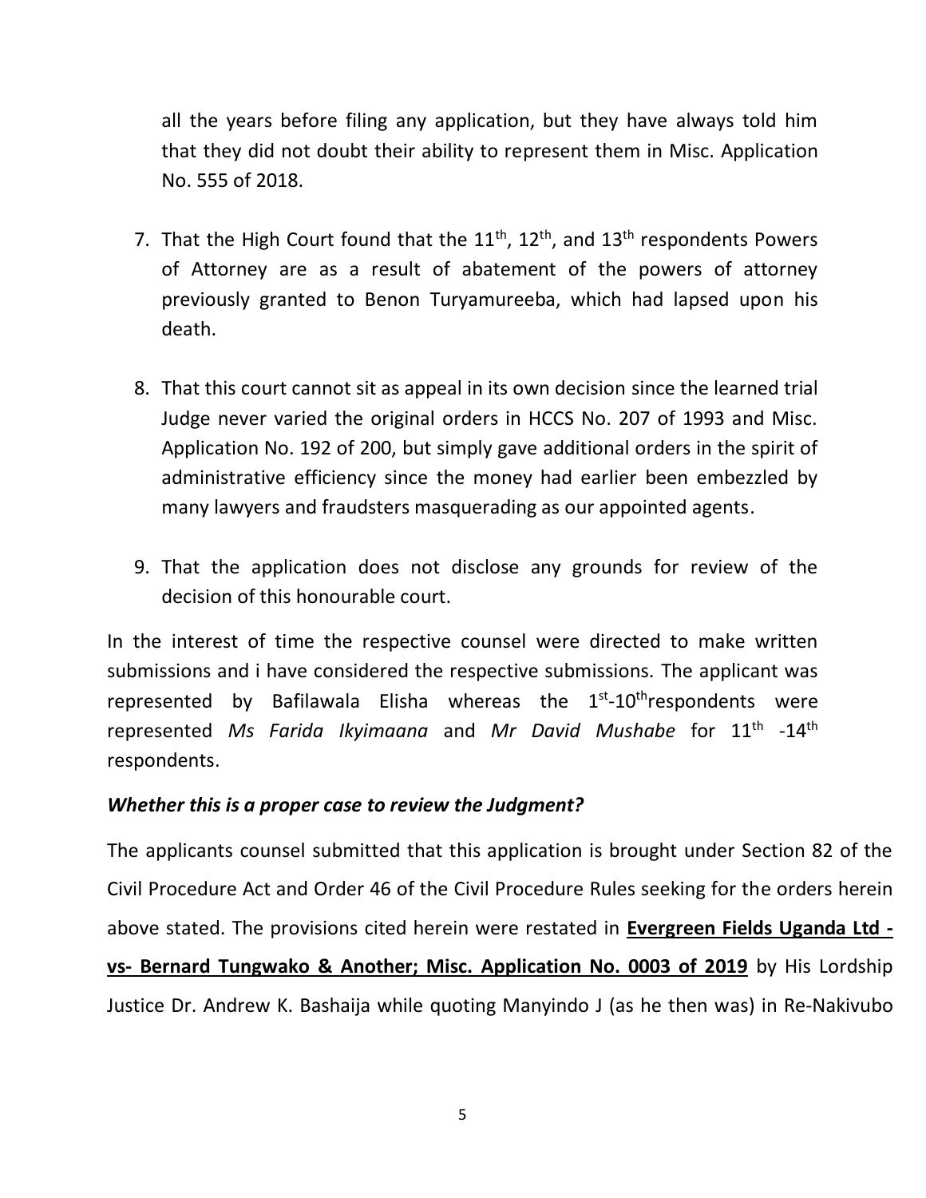all the years before filing any application, but they have always told him that they did not doubt their ability to represent them in Misc. Application No. 555 of 2018.

7. That the High Court found that the 11th, 12th, and 13th respondents Powers of Attorney are as a result of abatement of the powers of attorney previously granted to Benon Turyamureeba, which had lapsed upon his death.

8. That this court cannot sit as appeal in its own decision since the learned trial Judge never varied the original orders in HCCS No. 207 of 1993 and Misc. Application No. 192 of 200, but simply gave additional orders in the spirit of administrative efficiency since the money had earlier been embezzled by many lawyers and fraudsters masquerading as our appointed agents.

9. That the application does not disclose any grounds for review of the decision of this honourable court.

In the interest of time the respective counsel were directed to make written submissions and i have considered the respective submissions. The applicant was represented by Bafilawala Elisha whereas the 1st-10threspondents were represented *Ms Farida Ikyimaana* and *Mr David Mushabe* for 11th -14th respondents.

***Whether this is a proper case to review the Judgment?***

The applicants counsel submitted that this application is brought under Section 82 of the Civil Procedure Act and Order 46 of the Civil Procedure Rules seeking for the orders herein above stated. The provisions cited herein were restated in **Evergreen Fields Uganda Ltd -vs- Bernard Tungwako & Another; Misc. Application No. 0003 of 2019** by His Lordship Justice Dr. Andrew K. Bashaija while quoting Manyindo J (as he then was) in Re-Nakivubo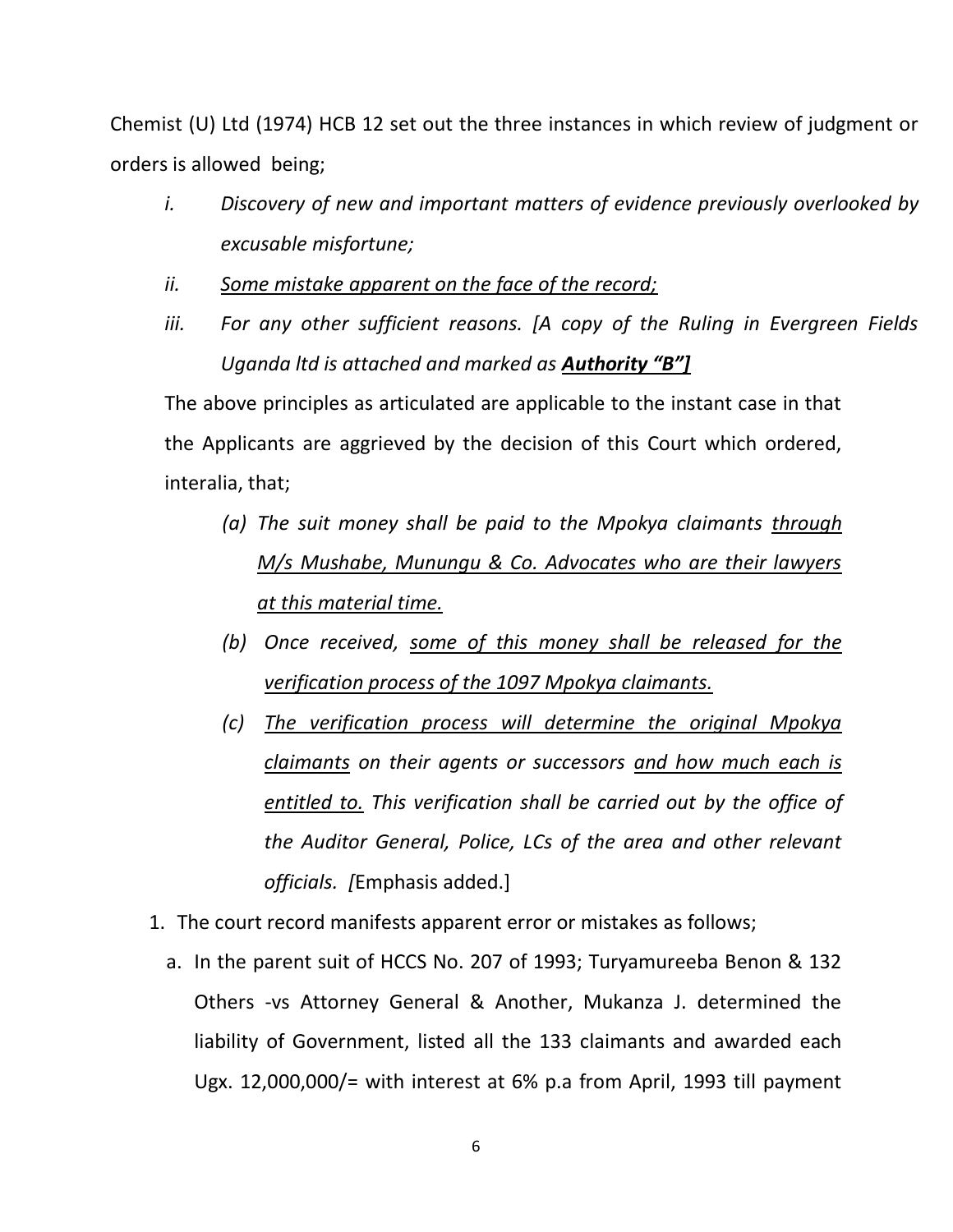Chemist (U) Ltd (1974) HCB 12 set out the three instances in which review of judgment or orders is allowed being;

- *i. Discovery of new and important matters of evidence previously overlooked by excusable misfortune;*
- *ii. <u>Some mistake apparent on the face of the record;</u>*
- *iii. For any other sufficient reasons. [A copy of the Ruling in Evergreen Fields Uganda ltd is attached and marked as **<u>Authority "B"]</u>***

The above principles as articulated are applicable to the instant case in that the Applicants are aggrieved by the decision of this Court which ordered, interalia, that;

- *(a) The suit money shall be paid to the Mpokya claimants <u>through M/s Mushabe, Munungu & Co. Advocates who are their lawyers at this material time.</u>*
- *(b) Once received, <u>some of this money shall be released for the verification process of the 1097 Mpokya claimants.</u>*
- *(c) <u>The verification process will determine the original Mpokya claimants</u> on their agents or successors <u>and how much each is entitled to.</u> This verification shall be carried out by the office of the Auditor General, Police, LCs of the area and other relevant officials. [*Emphasis added.]

1. The court record manifests apparent error or mistakes as follows;

   a. In the parent suit of HCCS No. 207 of 1993; Turyamureeba Benon & 132 Others -vs Attorney General & Another, Mukanza J. determined the liability of Government, listed all the 133 claimants and awarded each Ugx. 12,000,000/= with interest at 6% p.a from April, 1993 till payment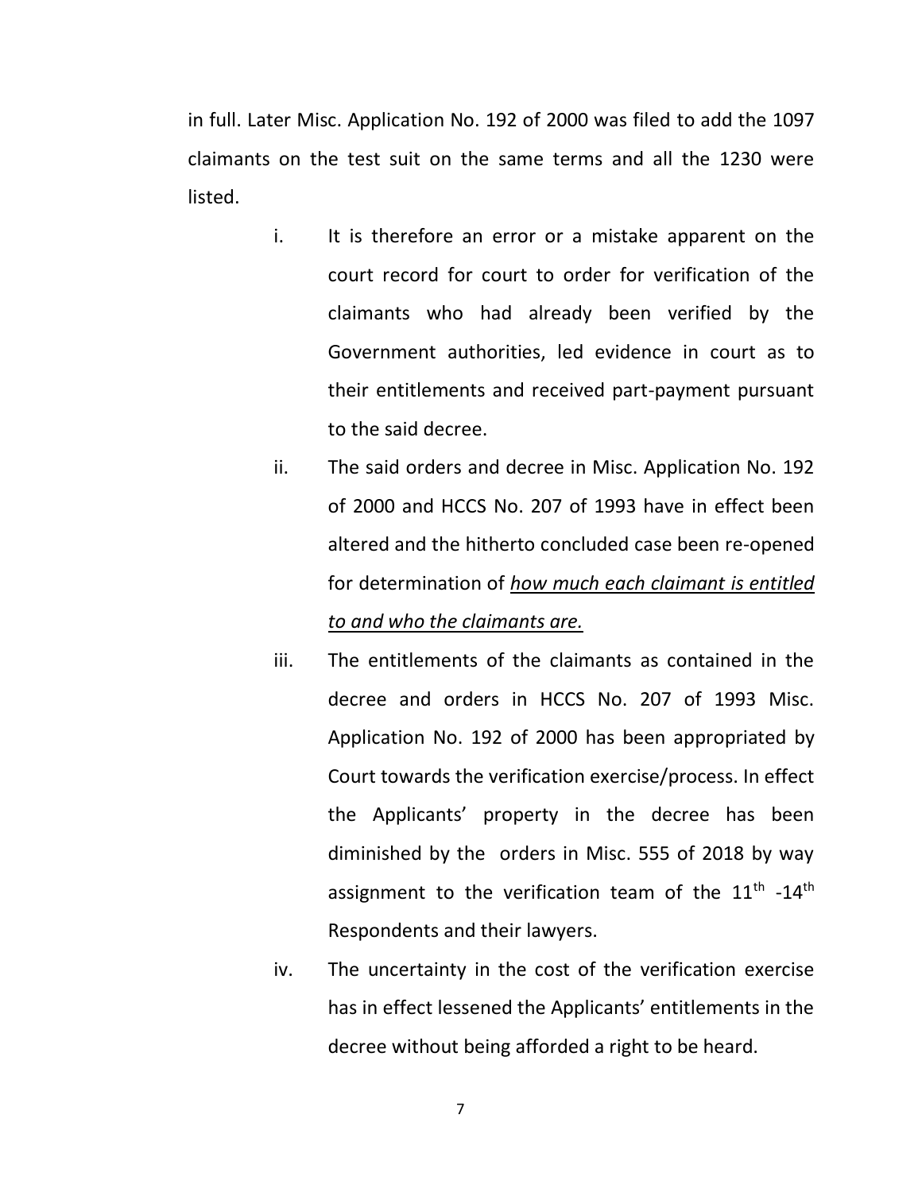in full. Later Misc. Application No. 192 of 2000 was filed to add the 1097 claimants on the test suit on the same terms and all the 1230 were listed.

i. It is therefore an error or a mistake apparent on the court record for court to order for verification of the claimants who had already been verified by the Government authorities, led evidence in court as to their entitlements and received part-payment pursuant to the said decree.

ii. The said orders and decree in Misc. Application No. 192 of 2000 and HCCS No. 207 of 1993 have in effect been altered and the hitherto concluded case been re-opened for determination of *how much each claimant is entitled to and who the claimants are.*

iii. The entitlements of the claimants as contained in the decree and orders in HCCS No. 207 of 1993 Misc. Application No. 192 of 2000 has been appropriated by Court towards the verification exercise/process. In effect the Applicants' property in the decree has been diminished by the orders in Misc. 555 of 2018 by way assignment to the verification team of the 11th -14th Respondents and their lawyers.

iv. The uncertainty in the cost of the verification exercise has in effect lessened the Applicants' entitlements in the decree without being afforded a right to be heard.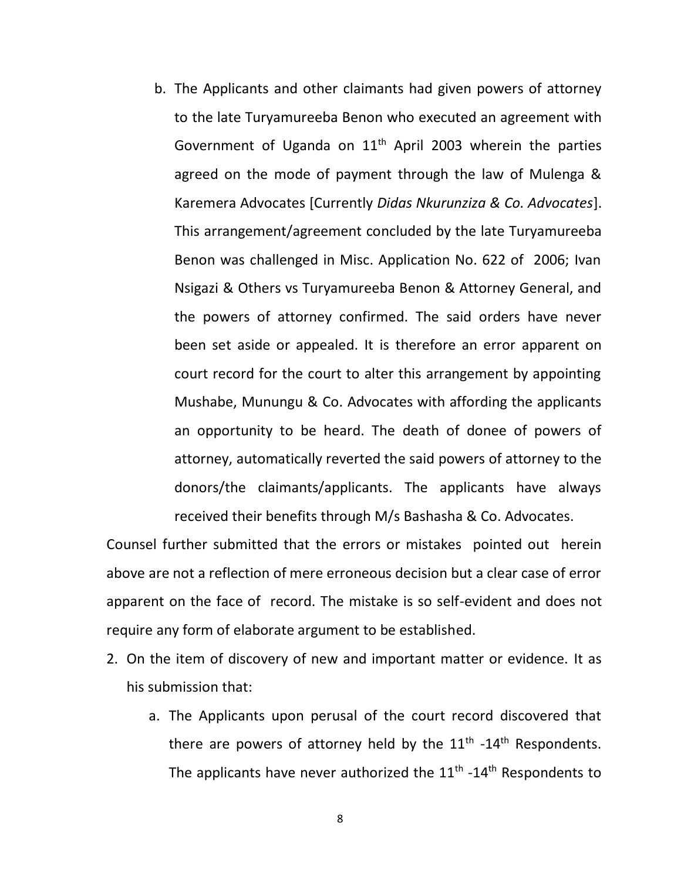b. The Applicants and other claimants had given powers of attorney to the late Turyamureeba Benon who executed an agreement with Government of Uganda on 11th April 2003 wherein the parties agreed on the mode of payment through the law of Mulenga & Karemera Advocates [Currently *Didas Nkurunziza & Co. Advocates*]. This arrangement/agreement concluded by the late Turyamureeba Benon was challenged in Misc. Application No. 622 of 2006; Ivan Nsigazi & Others vs Turyamureeba Benon & Attorney General, and the powers of attorney confirmed. The said orders have never been set aside or appealed. It is therefore an error apparent on court record for the court to alter this arrangement by appointing Mushabe, Munungu & Co. Advocates with affording the applicants an opportunity to be heard. The death of donee of powers of attorney, automatically reverted the said powers of attorney to the donors/the claimants/applicants. The applicants have always received their benefits through M/s Bashasha & Co. Advocates.

Counsel further submitted that the errors or mistakes pointed out herein above are not a reflection of mere erroneous decision but a clear case of error apparent on the face of record. The mistake is so self-evident and does not require any form of elaborate argument to be established.

2. On the item of discovery of new and important matter or evidence. It as his submission that:

   a. The Applicants upon perusal of the court record discovered that there are powers of attorney held by the 11th -14th Respondents. The applicants have never authorized the 11th -14th Respondents to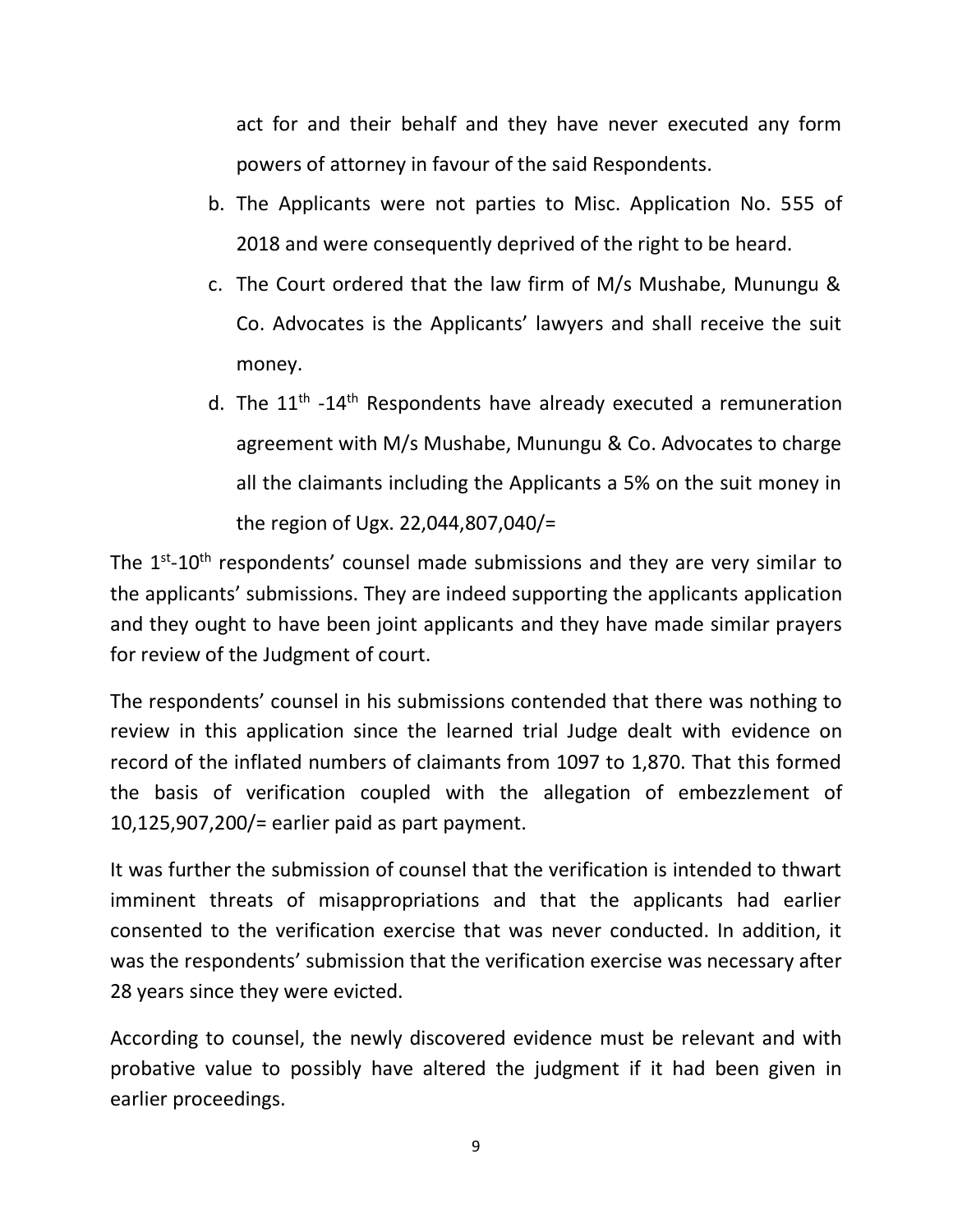act for and their behalf and they have never executed any form powers of attorney in favour of the said Respondents.

b. The Applicants were not parties to Misc. Application No. 555 of 2018 and were consequently deprived of the right to be heard.

c. The Court ordered that the law firm of M/s Mushabe, Munungu & Co. Advocates is the Applicants' lawyers and shall receive the suit money.

d. The 11th -14th Respondents have already executed a remuneration agreement with M/s Mushabe, Munungu & Co. Advocates to charge all the claimants including the Applicants a 5% on the suit money in the region of Ugx. 22,044,807,040/=

The 1st-10th respondents' counsel made submissions and they are very similar to the applicants' submissions. They are indeed supporting the applicants application and they ought to have been joint applicants and they have made similar prayers for review of the Judgment of court.

The respondents' counsel in his submissions contended that there was nothing to review in this application since the learned trial Judge dealt with evidence on record of the inflated numbers of claimants from 1097 to 1,870. That this formed the basis of verification coupled with the allegation of embezzlement of 10,125,907,200/= earlier paid as part payment.

It was further the submission of counsel that the verification is intended to thwart imminent threats of misappropriations and that the applicants had earlier consented to the verification exercise that was never conducted. In addition, it was the respondents' submission that the verification exercise was necessary after 28 years since they were evicted.

According to counsel, the newly discovered evidence must be relevant and with probative value to possibly have altered the judgment if it had been given in earlier proceedings.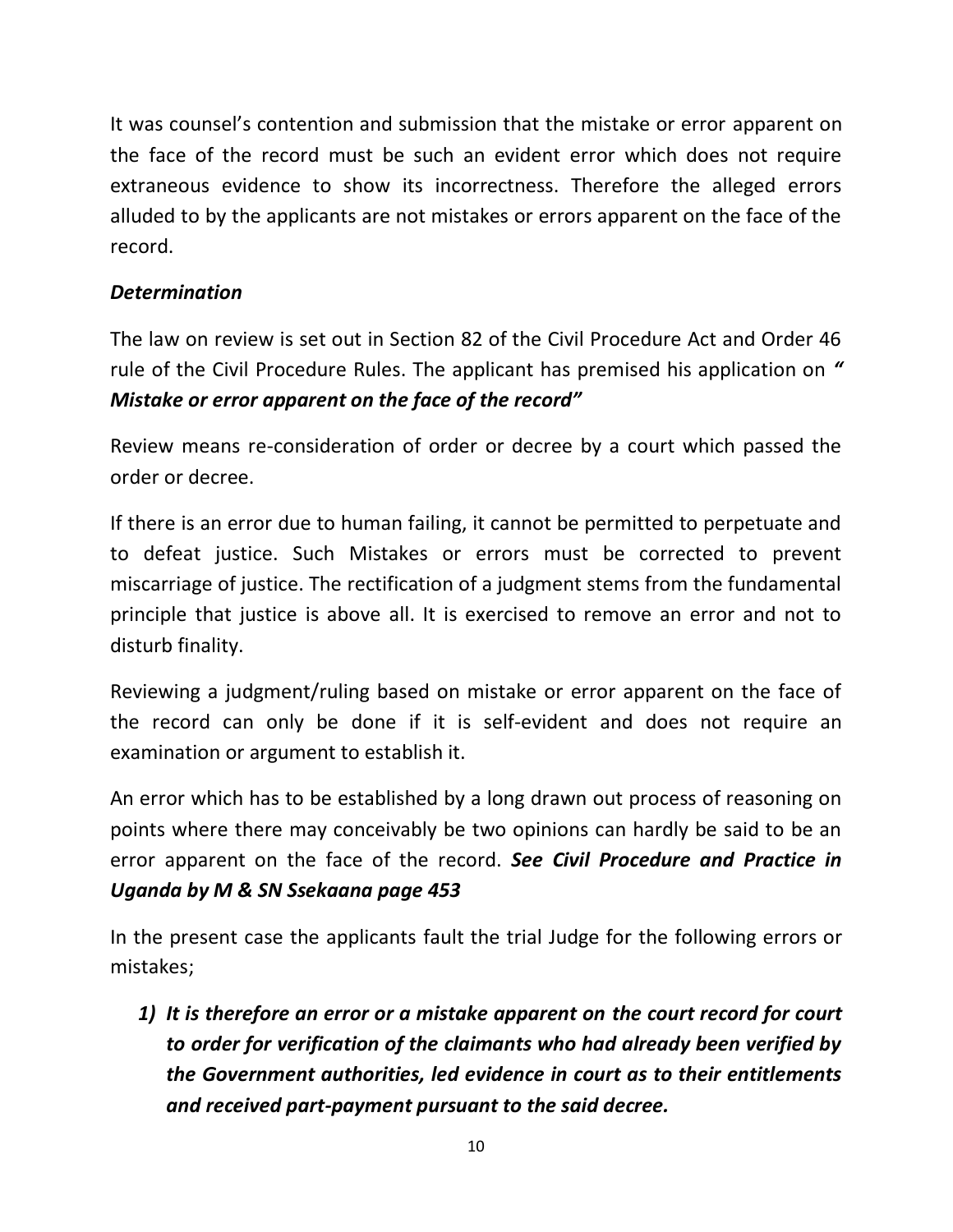It was counsel's contention and submission that the mistake or error apparent on the face of the record must be such an evident error which does not require extraneous evidence to show its incorrectness. Therefore the alleged errors alluded to by the applicants are not mistakes or errors apparent on the face of the record.

***Determination***

The law on review is set out in Section 82 of the Civil Procedure Act and Order 46 rule of the Civil Procedure Rules. The applicant has premised his application on ***" Mistake or error apparent on the face of the record"***

Review means re-consideration of order or decree by a court which passed the order or decree.

If there is an error due to human failing, it cannot be permitted to perpetuate and to defeat justice. Such Mistakes or errors must be corrected to prevent miscarriage of justice. The rectification of a judgment stems from the fundamental principle that justice is above all. It is exercised to remove an error and not to disturb finality.

Reviewing a judgment/ruling based on mistake or error apparent on the face of the record can only be done if it is self-evident and does not require an examination or argument to establish it.

An error which has to be established by a long drawn out process of reasoning on points where there may conceivably be two opinions can hardly be said to be an error apparent on the face of the record. ***See Civil Procedure and Practice in Uganda by M & SN Ssekaana page 453***

In the present case the applicants fault the trial Judge for the following errors or mistakes;

1) ***It is therefore an error or a mistake apparent on the court record for court to order for verification of the claimants who had already been verified by the Government authorities, led evidence in court as to their entitlements and received part-payment pursuant to the said decree.***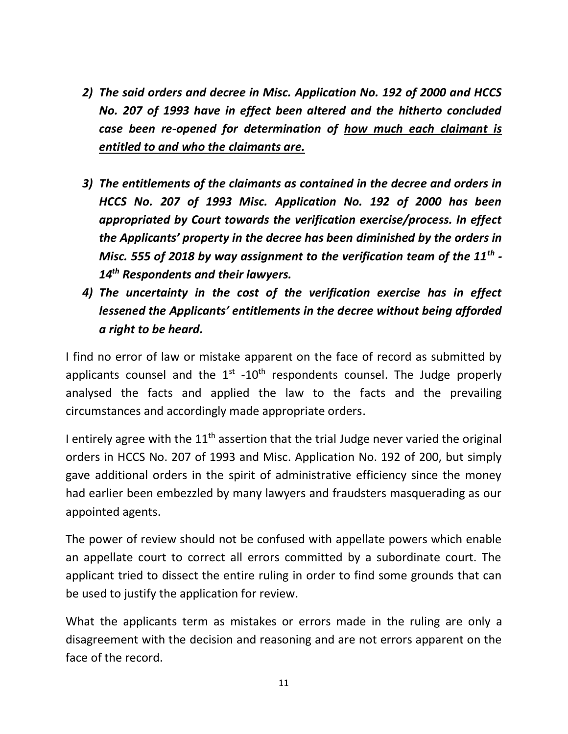2) ***The said orders and decree in Misc. Application No. 192 of 2000 and HCCS No. 207 of 1993 have in effect been altered and the hitherto concluded case been re-opened for determination of <u>how much each claimant is entitled to and who the claimants are.</u>***

3) ***The entitlements of the claimants as contained in the decree and orders in HCCS No. 207 of 1993 Misc. Application No. 192 of 2000 has been appropriated by Court towards the verification exercise/process. In effect the Applicants' property in the decree has been diminished by the orders in Misc. 555 of 2018 by way assignment to the verification team of the 11th - 14th Respondents and their lawyers.***

4) ***The uncertainty in the cost of the verification exercise has in effect lessened the Applicants' entitlements in the decree without being afforded a right to be heard.***

I find no error of law or mistake apparent on the face of record as submitted by applicants counsel and the 1st -10th respondents counsel. The Judge properly analysed the facts and applied the law to the facts and the prevailing circumstances and accordingly made appropriate orders.

I entirely agree with the 11th assertion that the trial Judge never varied the original orders in HCCS No. 207 of 1993 and Misc. Application No. 192 of 200, but simply gave additional orders in the spirit of administrative efficiency since the money had earlier been embezzled by many lawyers and fraudsters masquerading as our appointed agents.

The power of review should not be confused with appellate powers which enable an appellate court to correct all errors committed by a subordinate court. The applicant tried to dissect the entire ruling in order to find some grounds that can be used to justify the application for review.

What the applicants term as mistakes or errors made in the ruling are only a disagreement with the decision and reasoning and are not errors apparent on the face of the record.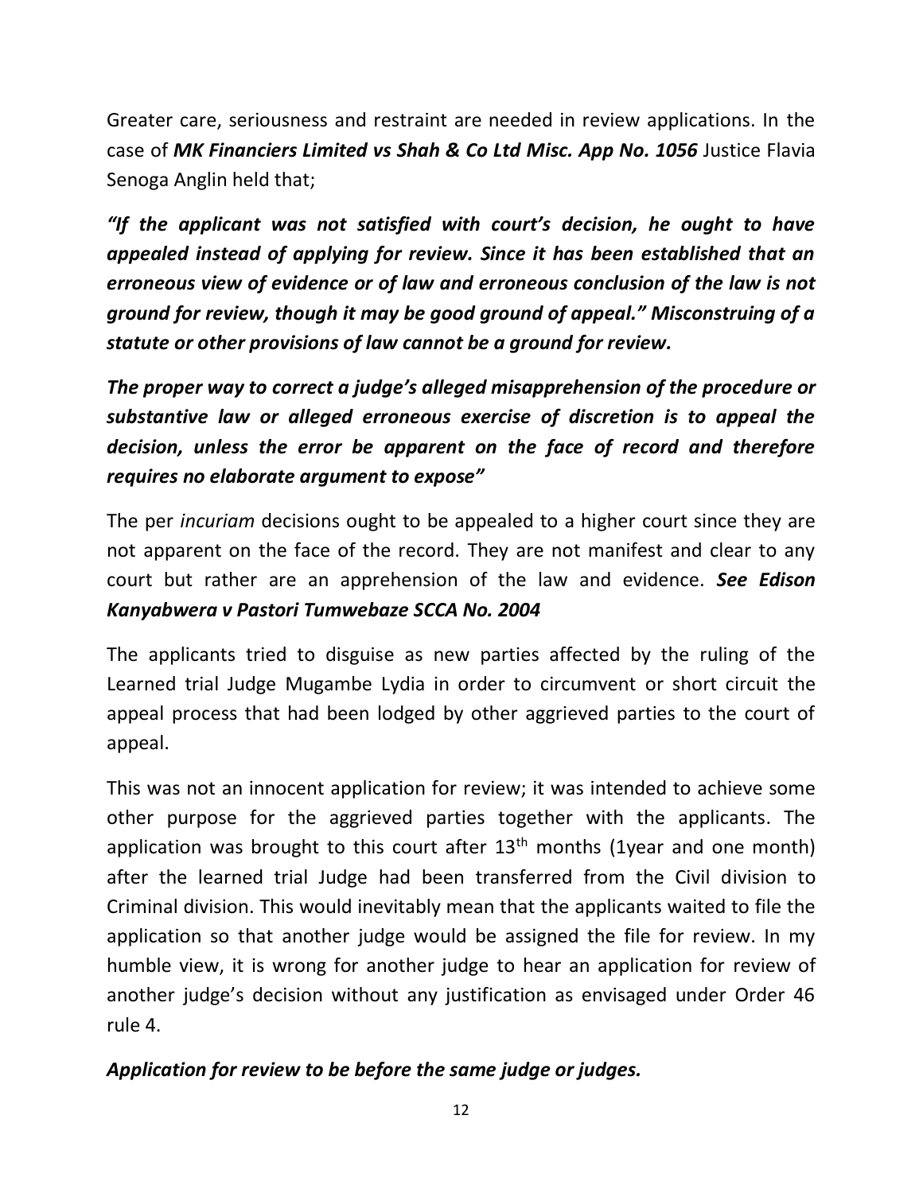Greater care, seriousness and restraint are needed in review applications. In the case of ***MK Financiers Limited vs Shah & Co Ltd Misc. App No. 1056*** Justice Flavia Senoga Anglin held that;

***"If the applicant was not satisfied with court's decision, he ought to have appealed instead of applying for review. Since it has been established that an erroneous view of evidence or of law and erroneous conclusion of the law is not ground for review, though it may be good ground of appeal." Misconstruing of a statute or other provisions of law cannot be a ground for review.***

***The proper way to correct a judge's alleged misapprehension of the procedure or substantive law or alleged erroneous exercise of discretion is to appeal the decision, unless the error be apparent on the face of record and therefore requires no elaborate argument to expose"***

The per *incuriam* decisions ought to be appealed to a higher court since they are not apparent on the face of the record. They are not manifest and clear to any court but rather are an apprehension of the law and evidence. ***See Edison Kanyabwera v Pastori Tumwebaze SCCA No. 2004***

The applicants tried to disguise as new parties affected by the ruling of the Learned trial Judge Mugambe Lydia in order to circumvent or short circuit the appeal process that had been lodged by other aggrieved parties to the court of appeal.

This was not an innocent application for review; it was intended to achieve some other purpose for the aggrieved parties together with the applicants. The application was brought to this court after 13th months (1year and one month) after the learned trial Judge had been transferred from the Civil division to Criminal division. This would inevitably mean that the applicants waited to file the application so that another judge would be assigned the file for review. In my humble view, it is wrong for another judge to hear an application for review of another judge's decision without any justification as envisaged under Order 46 rule 4.

***Application for review to be before the same judge or judges.***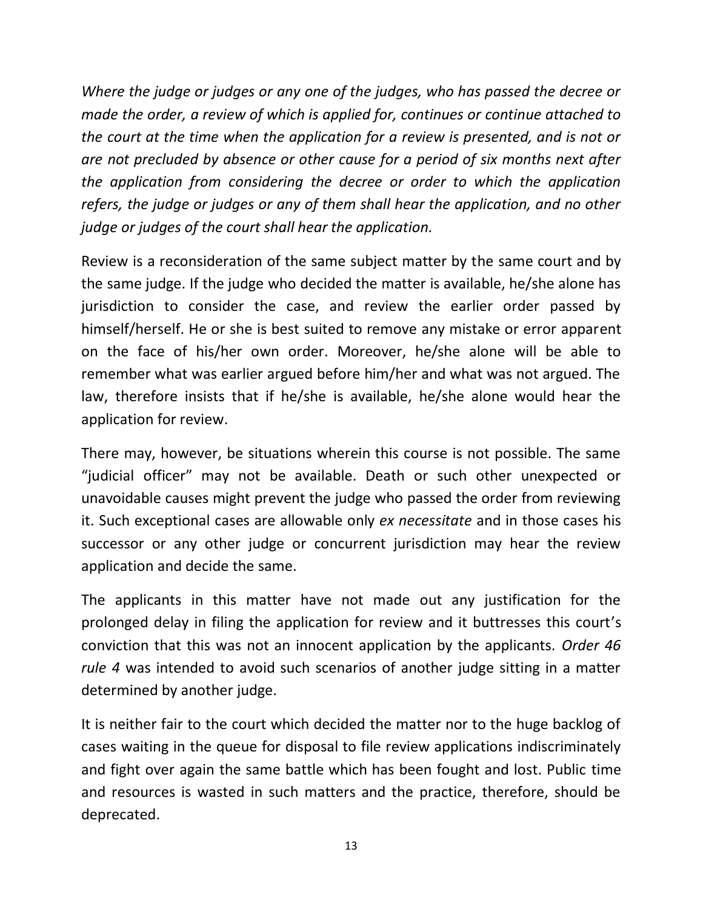*Where the judge or judges or any one of the judges, who has passed the decree or made the order, a review of which is applied for, continues or continue attached to the court at the time when the application for a review is presented, and is not or are not precluded by absence or other cause for a period of six months next after the application from considering the decree or order to which the application refers, the judge or judges or any of them shall hear the application, and no other judge or judges of the court shall hear the application.*

Review is a reconsideration of the same subject matter by the same court and by the same judge. If the judge who decided the matter is available, he/she alone has jurisdiction to consider the case, and review the earlier order passed by himself/herself. He or she is best suited to remove any mistake or error apparent on the face of his/her own order. Moreover, he/she alone will be able to remember what was earlier argued before him/her and what was not argued. The law, therefore insists that if he/she is available, he/she alone would hear the application for review.

There may, however, be situations wherein this course is not possible. The same "judicial officer" may not be available. Death or such other unexpected or unavoidable causes might prevent the judge who passed the order from reviewing it. Such exceptional cases are allowable only *ex necessitate* and in those cases his successor or any other judge or concurrent jurisdiction may hear the review application and decide the same.

The applicants in this matter have not made out any justification for the prolonged delay in filing the application for review and it buttresses this court's conviction that this was not an innocent application by the applicants. *Order 46 rule 4* was intended to avoid such scenarios of another judge sitting in a matter determined by another judge.

It is neither fair to the court which decided the matter nor to the huge backlog of cases waiting in the queue for disposal to file review applications indiscriminately and fight over again the same battle which has been fought and lost. Public time and resources is wasted in such matters and the practice, therefore, should be deprecated.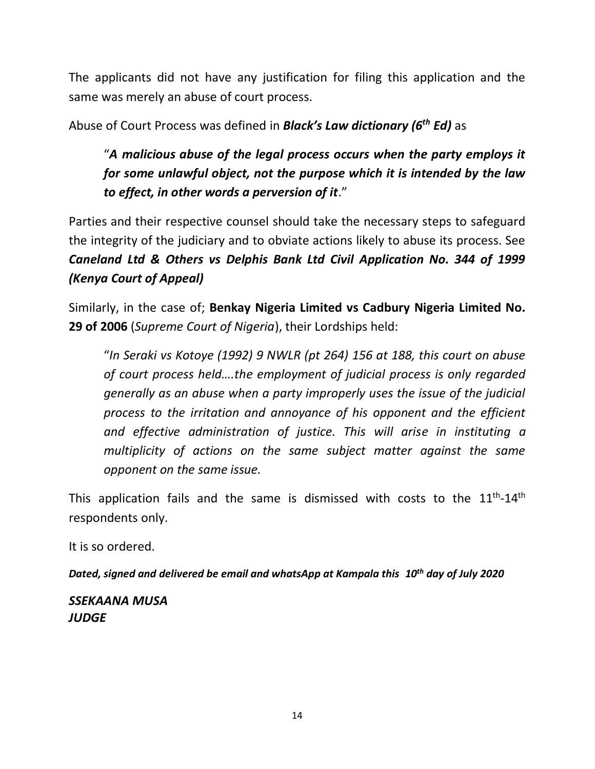The applicants did not have any justification for filing this application and the same was merely an abuse of court process.

Abuse of Court Process was defined in ***Black's Law dictionary (6th Ed)*** as

> "***A malicious abuse of the legal process occurs when the party employs it for some unlawful object, not the purpose which it is intended by the law to effect, in other words a perversion of it***."

Parties and their respective counsel should take the necessary steps to safeguard the integrity of the judiciary and to obviate actions likely to abuse its process. See ***Caneland Ltd & Others vs Delphis Bank Ltd Civil Application No. 344 of 1999 (Kenya Court of Appeal)***

Similarly, in the case of; **Benkay Nigeria Limited vs Cadbury Nigeria Limited No. 29 of 2006** (*Supreme Court of Nigeria*), their Lordships held:

> "*In Seraki vs Kotoye (1992) 9 NWLR (pt 264) 156 at 188, this court on abuse of court process held….the employment of judicial process is only regarded generally as an abuse when a party improperly uses the issue of the judicial process to the irritation and annoyance of his opponent and the efficient and effective administration of justice. This will arise in instituting a multiplicity of actions on the same subject matter against the same opponent on the same issue.*

This application fails and the same is dismissed with costs to the 11th-14th respondents only.

It is so ordered.

***Dated, signed and delivered be email and whatsApp at Kampala this 10th day of July 2020***

***SSEKAANA MUSA***
***JUDGE***